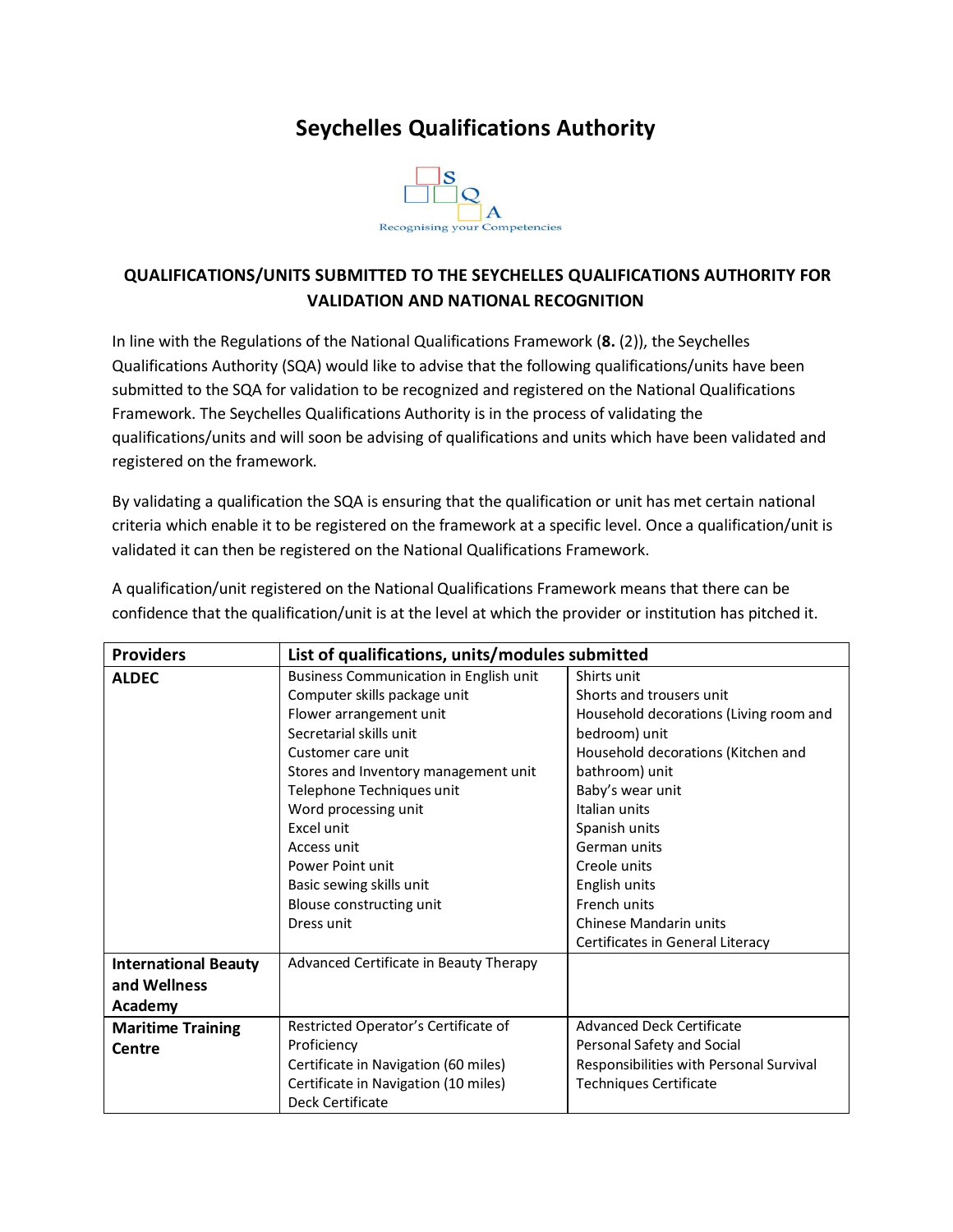# Seychelles Qualifications Authority

Recognising your Competencies

## QUALIFICATIONS/UNITS SUBMITTED TO THE SEYCHELLES QUALIFICATIONS AUTHORITY FOR VALIDATION AND NATIONAL RECOGNITION

In line with the Regulations of the National Qualifications Framework (**8.** (2)), the Seychelles Qualifications Authority (SQA) would like to advise that the following qualifications/units have been submitted to the SQA for validation to be recognized and registered on the National Qualifications Framework. The Seychelles Qualifications Authority is in the process of validating the qualifications/units and will soon be advising of qualifications and units which have been validated and registered on the framework.

By validating a qualification the SQA is ensuring that the qualification or unit has met certain national criteria which enable it to be registered on the framework at a specific level. Once a qualification/unit is validated it can then be registered on the National Qualifications Framework.

A qualification/unit registered on the National Qualifications Framework means that there can be confidence that the qualification/unit is at the level at which the provider or institution has pitched it.

| Providers | List of qualifications, units/modules submitted | |
|---|---|---|
| **ALDEC** | Business Communication in English unit<br>Computer skills package unit<br>Flower arrangement unit<br>Secretarial skills unit<br>Customer care unit<br>Stores and Inventory management unit<br>Telephone Techniques unit<br>Word processing unit<br>Excel unit<br>Access unit<br>Power Point unit<br>Basic sewing skills unit<br>Blouse constructing unit<br>Dress unit | Shirts unit<br>Shorts and trousers unit<br>Household decorations (Living room and bedroom) unit<br>Household decorations (Kitchen and bathroom) unit<br>Baby's wear unit<br>Italian units<br>Spanish units<br>German units<br>Creole units<br>English units<br>French units<br>Chinese Mandarin units<br>Certificates in General Literacy |
| **International Beauty and Wellness Academy** | Advanced Certificate in Beauty Therapy | |
| **Maritime Training Centre** | Restricted Operator's Certificate of Proficiency<br>Certificate in Navigation (60 miles)<br>Certificate in Navigation (10 miles)<br>Deck Certificate | Advanced Deck Certificate<br>Personal Safety and Social Responsibilities with Personal Survival Techniques Certificate |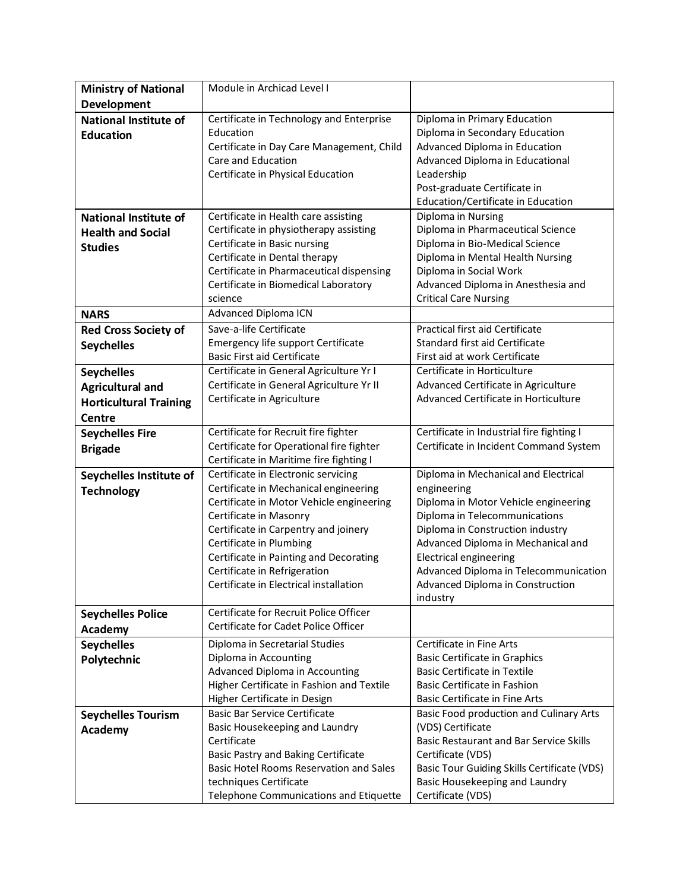| **Ministry of National Development** | Module in Archicad Level I | |
|---|---|---|
| **National Institute of Education** | Certificate in Technology and Enterprise Education<br>Certificate in Day Care Management, Child Care and Education<br>Certificate in Physical Education | Diploma in Primary Education<br>Diploma in Secondary Education<br>Advanced Diploma in Education<br>Advanced Diploma in Educational Leadership<br>Post-graduate Certificate in Education/Certificate in Education |
| **National Institute of Health and Social Studies** | Certificate in Health care assisting<br>Certificate in physiotherapy assisting<br>Certificate in Basic nursing<br>Certificate in Dental therapy<br>Certificate in Pharmaceutical dispensing<br>Certificate in Biomedical Laboratory science | Diploma in Nursing<br>Diploma in Pharmaceutical Science<br>Diploma in Bio-Medical Science<br>Diploma in Mental Health Nursing<br>Diploma in Social Work<br>Advanced Diploma in Anesthesia and Critical Care Nursing |
| **NARS** | Advanced Diploma ICN | |
| **Red Cross Society of Seychelles** | Save-a-life Certificate<br>Emergency life support Certificate<br>Basic First aid Certificate | Practical first aid Certificate<br>Standard first aid Certificate<br>First aid at work Certificate |
| **Seychelles Agricultural and Horticultural Training Centre** | Certificate in General Agriculture Yr I<br>Certificate in General Agriculture Yr II<br>Certificate in Agriculture | Certificate in Horticulture<br>Advanced Certificate in Agriculture<br>Advanced Certificate in Horticulture |
| **Seychelles Fire Brigade** | Certificate for Recruit fire fighter<br>Certificate for Operational fire fighter<br>Certificate in Maritime fire fighting I | Certificate in Industrial fire fighting I<br>Certificate in Incident Command System |
| **Seychelles Institute of Technology** | Certificate in Electronic servicing<br>Certificate in Mechanical engineering<br>Certificate in Motor Vehicle engineering<br>Certificate in Masonry<br>Certificate in Carpentry and joinery<br>Certificate in Plumbing<br>Certificate in Painting and Decorating<br>Certificate in Refrigeration<br>Certificate in Electrical installation | Diploma in Mechanical and Electrical engineering<br>Diploma in Motor Vehicle engineering<br>Diploma in Telecommunications<br>Diploma in Construction industry<br>Advanced Diploma in Mechanical and Electrical engineering<br>Advanced Diploma in Telecommunication<br>Advanced Diploma in Construction industry |
| **Seychelles Police Academy** | Certificate for Recruit Police Officer<br>Certificate for Cadet Police Officer | |
| **Seychelles Polytechnic** | Diploma in Secretarial Studies<br>Diploma in Accounting<br>Advanced Diploma in Accounting<br>Higher Certificate in Fashion and Textile<br>Higher Certificate in Design | Certificate in Fine Arts<br>Basic Certificate in Graphics<br>Basic Certificate in Textile<br>Basic Certificate in Fashion<br>Basic Certificate in Fine Arts |
| **Seychelles Tourism Academy** | Basic Bar Service Certificate<br>Basic Housekeeping and Laundry Certificate<br>Basic Pastry and Baking Certificate<br>Basic Hotel Rooms Reservation and Sales techniques Certificate<br>Telephone Communications and Etiquette | Basic Food production and Culinary Arts (VDS) Certificate<br>Basic Restaurant and Bar Service Skills Certificate (VDS)<br>Basic Tour Guiding Skills Certificate (VDS)<br>Basic Housekeeping and Laundry Certificate (VDS) |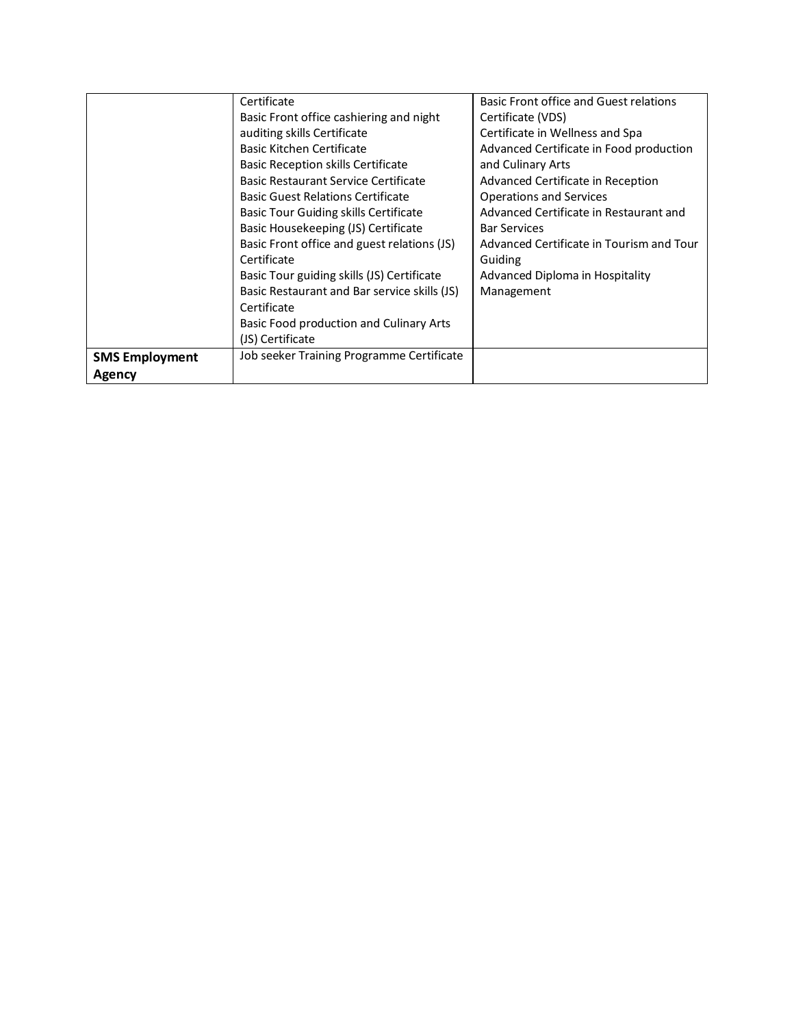| | | |
|---|---|---|
| | Certificate<br>Basic Front office cashiering and night auditing skills Certificate<br>Basic Kitchen Certificate<br>Basic Reception skills Certificate<br>Basic Restaurant Service Certificate<br>Basic Guest Relations Certificate<br>Basic Tour Guiding skills Certificate<br>Basic Housekeeping (JS) Certificate<br>Basic Front office and guest relations (JS) Certificate<br>Basic Tour guiding skills (JS) Certificate<br>Basic Restaurant and Bar service skills (JS) Certificate<br>Basic Food production and Culinary Arts (JS) Certificate | Basic Front office and Guest relations Certificate (VDS)<br>Certificate in Wellness and Spa<br>Advanced Certificate in Food production and Culinary Arts<br>Advanced Certificate in Reception Operations and Services<br>Advanced Certificate in Restaurant and Bar Services<br>Advanced Certificate in Tourism and Tour Guiding<br>Advanced Diploma in Hospitality Management |
| **SMS Employment Agency** | Job seeker Training Programme Certificate | |